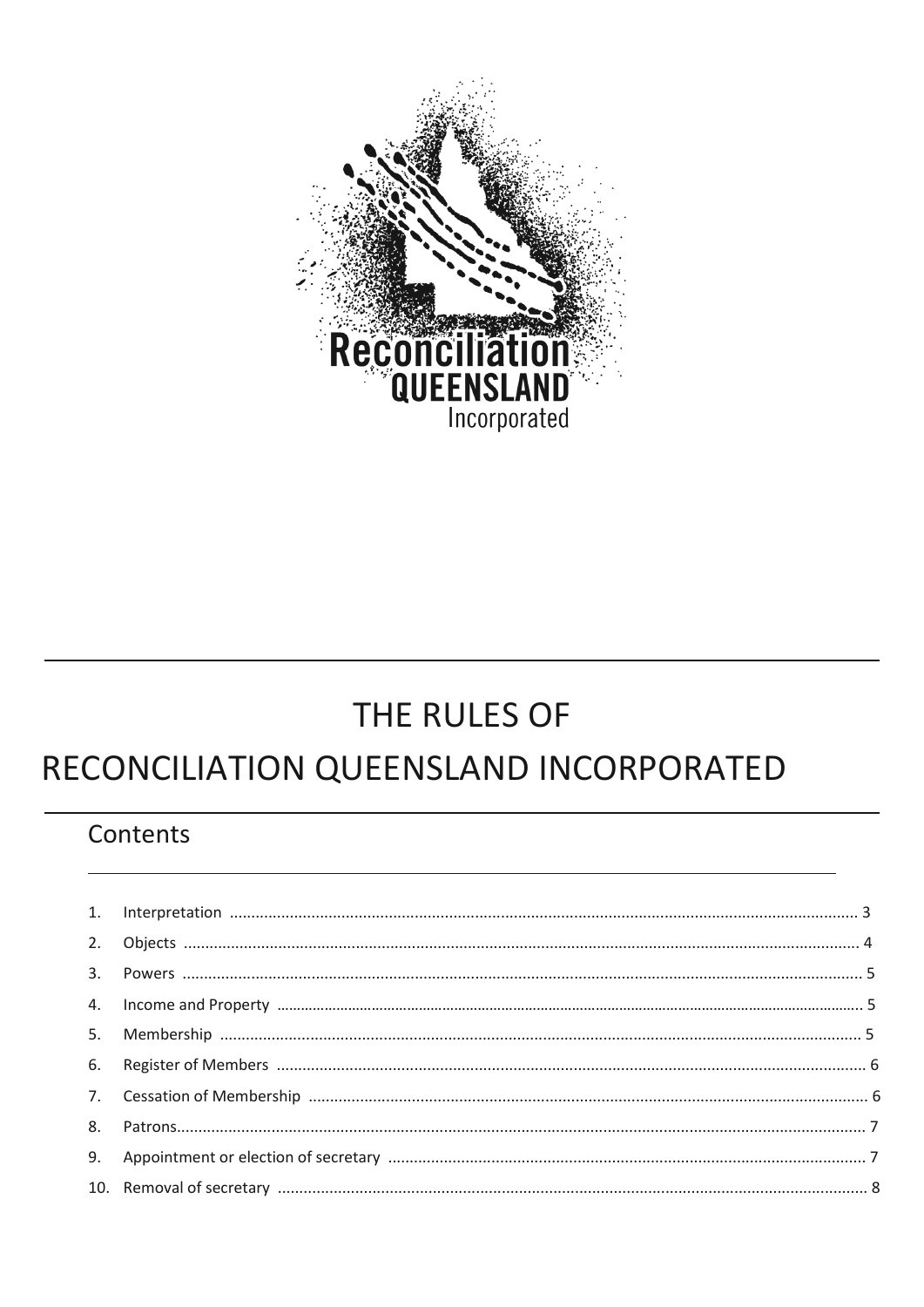Reconciliation QUEENSLAND Incorporated

# THE RULES OF RECONCILIATION QUEENSLAND INCORPORATED

## Contents

1. Interpretation ..... 3
2. Objects ..... 4
3. Powers ..... 5
4. Income and Property ..... 5
5. Membership ..... 5
6. Register of Members ..... 6
7. Cessation of Membership ..... 6
8. Patrons ..... 7
9. Appointment or election of secretary ..... 7
10. Removal of secretary ..... 8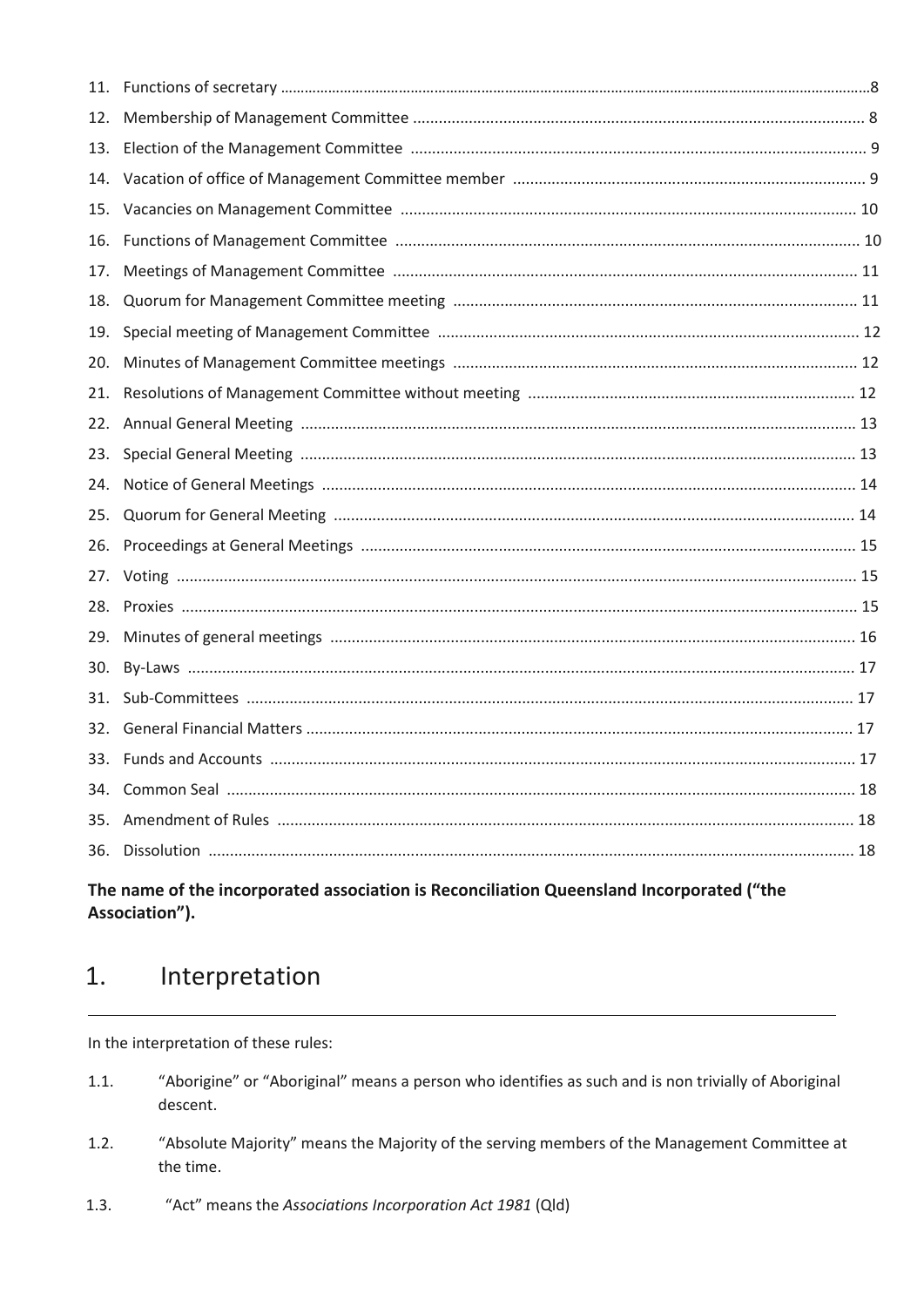11. Functions of secretary ....8
12. Membership of Management Committee .... 8
13. Election of the Management Committee .... 9
14. Vacation of office of Management Committee member .... 9
15. Vacancies on Management Committee .... 10
16. Functions of Management Committee .... 10
17. Meetings of Management Committee .... 11
18. Quorum for Management Committee meeting .... 11
19. Special meeting of Management Committee .... 12
20. Minutes of Management Committee meetings .... 12
21. Resolutions of Management Committee without meeting .... 12
22. Annual General Meeting .... 13
23. Special General Meeting .... 13
24. Notice of General Meetings .... 14
25. Quorum for General Meeting .... 14
26. Proceedings at General Meetings .... 15
27. Voting .... 15
28. Proxies .... 15
29. Minutes of general meetings .... 16
30. By-Laws .... 17
31. Sub-Committees .... 17
32. General Financial Matters .... 17
33. Funds and Accounts .... 17
34. Common Seal .... 18
35. Amendment of Rules .... 18
36. Dissolution .... 18

**The name of the incorporated association is Reconciliation Queensland Incorporated ("the Association").**

# 1. Interpretation

In the interpretation of these rules:

1.1. "Aborigine" or "Aboriginal" means a person who identifies as such and is non trivially of Aboriginal descent.

1.2. "Absolute Majority" means the Majority of the serving members of the Management Committee at the time.

1.3. "Act" means the *Associations Incorporation Act 1981* (Qld)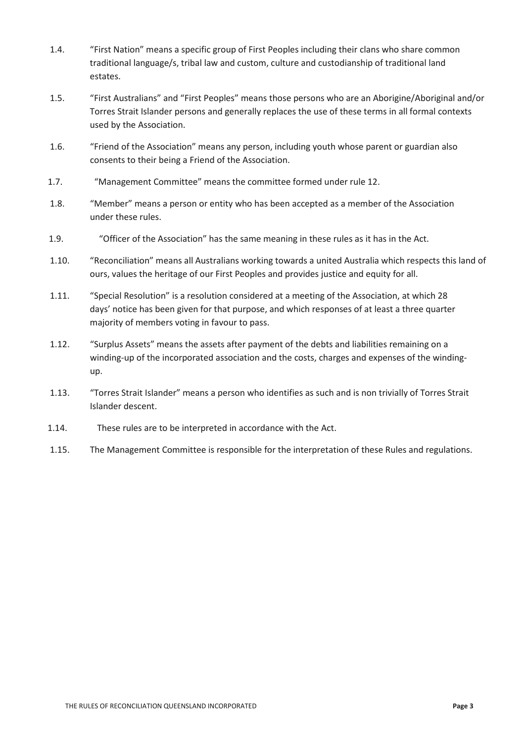1.4. "First Nation" means a specific group of First Peoples including their clans who share common traditional language/s, tribal law and custom, culture and custodianship of traditional land estates.

1.5. "First Australians" and "First Peoples" means those persons who are an Aborigine/Aboriginal and/or Torres Strait Islander persons and generally replaces the use of these terms in all formal contexts used by the Association.

1.6. "Friend of the Association" means any person, including youth whose parent or guardian also consents to their being a Friend of the Association.

1.7. "Management Committee" means the committee formed under rule 12.

1.8. "Member" means a person or entity who has been accepted as a member of the Association under these rules.

1.9. "Officer of the Association" has the same meaning in these rules as it has in the Act.

1.10. "Reconciliation" means all Australians working towards a united Australia which respects this land of ours, values the heritage of our First Peoples and provides justice and equity for all.

1.11. "Special Resolution" is a resolution considered at a meeting of the Association, at which 28 days' notice has been given for that purpose, and which responses of at least a three quarter majority of members voting in favour to pass.

1.12. "Surplus Assets" means the assets after payment of the debts and liabilities remaining on a winding-up of the incorporated association and the costs, charges and expenses of the winding-up.

1.13. "Torres Strait Islander" means a person who identifies as such and is non trivially of Torres Strait Islander descent.

1.14. These rules are to be interpreted in accordance with the Act.

1.15. The Management Committee is responsible for the interpretation of these Rules and regulations.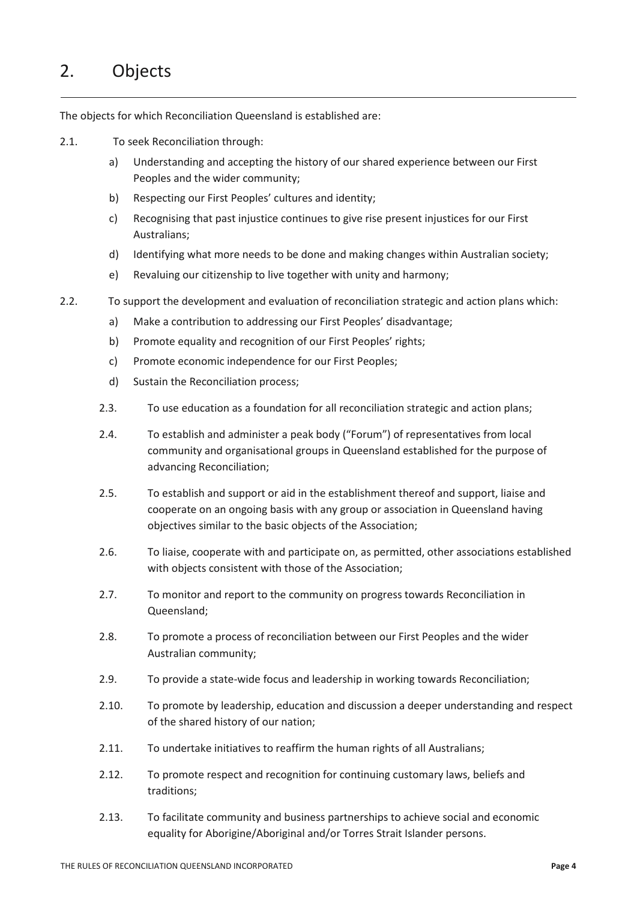## 2. Objects

The objects for which Reconciliation Queensland is established are:

2.1. To seek Reconciliation through:

a) Understanding and accepting the history of our shared experience between our First Peoples and the wider community;

b) Respecting our First Peoples' cultures and identity;

c) Recognising that past injustice continues to give rise present injustices for our First Australians;

d) Identifying what more needs to be done and making changes within Australian society;

e) Revaluing our citizenship to live together with unity and harmony;

2.2. To support the development and evaluation of reconciliation strategic and action plans which:

a) Make a contribution to addressing our First Peoples' disadvantage;

b) Promote equality and recognition of our First Peoples' rights;

c) Promote economic independence for our First Peoples;

d) Sustain the Reconciliation process;

2.3. To use education as a foundation for all reconciliation strategic and action plans;

2.4. To establish and administer a peak body ("Forum") of representatives from local community and organisational groups in Queensland established for the purpose of advancing Reconciliation;

2.5. To establish and support or aid in the establishment thereof and support, liaise and cooperate on an ongoing basis with any group or association in Queensland having objectives similar to the basic objects of the Association;

2.6. To liaise, cooperate with and participate on, as permitted, other associations established with objects consistent with those of the Association;

2.7. To monitor and report to the community on progress towards Reconciliation in Queensland;

2.8. To promote a process of reconciliation between our First Peoples and the wider Australian community;

2.9. To provide a state-wide focus and leadership in working towards Reconciliation;

2.10. To promote by leadership, education and discussion a deeper understanding and respect of the shared history of our nation;

2.11. To undertake initiatives to reaffirm the human rights of all Australians;

2.12. To promote respect and recognition for continuing customary laws, beliefs and traditions;

2.13. To facilitate community and business partnerships to achieve social and economic equality for Aborigine/Aboriginal and/or Torres Strait Islander persons.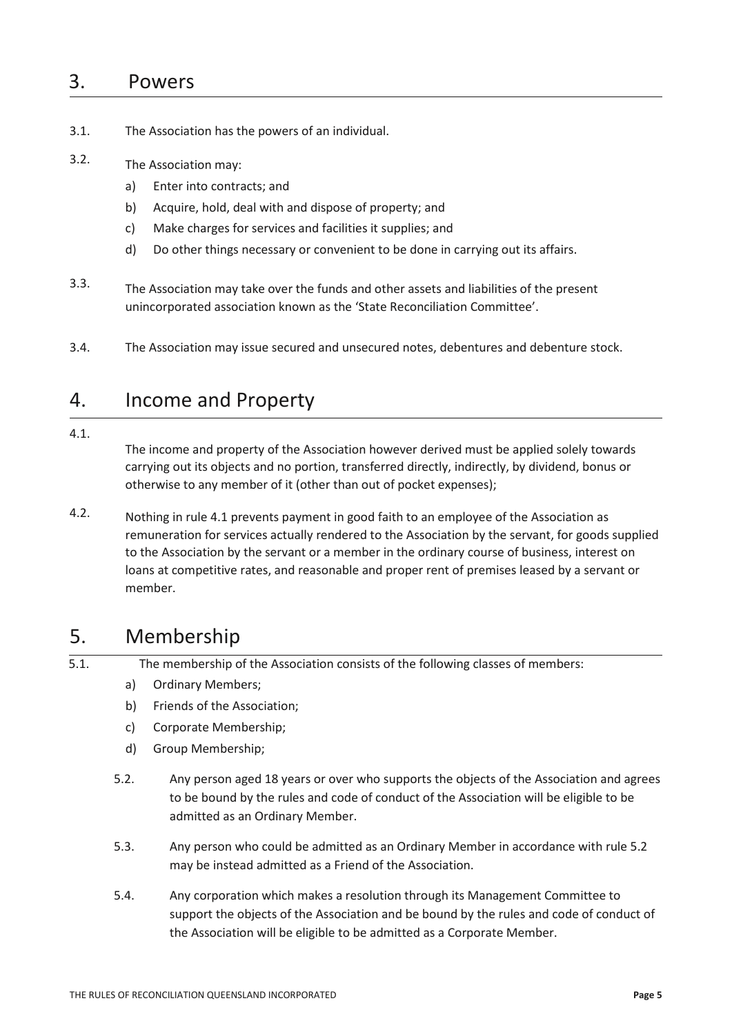## 3. Powers

3.1. The Association has the powers of an individual.

3.2. The Association may:

a) Enter into contracts; and
b) Acquire, hold, deal with and dispose of property; and
c) Make charges for services and facilities it supplies; and
d) Do other things necessary or convenient to be done in carrying out its affairs.

3.3. The Association may take over the funds and other assets and liabilities of the present unincorporated association known as the 'State Reconciliation Committee'.

3.4. The Association may issue secured and unsecured notes, debentures and debenture stock.

## 4. Income and Property

4.1. The income and property of the Association however derived must be applied solely towards carrying out its objects and no portion, transferred directly, indirectly, by dividend, bonus or otherwise to any member of it (other than out of pocket expenses);

4.2. Nothing in rule 4.1 prevents payment in good faith to an employee of the Association as remuneration for services actually rendered to the Association by the servant, for goods supplied to the Association by the servant or a member in the ordinary course of business, interest on loans at competitive rates, and reasonable and proper rent of premises leased by a servant or member.

## 5. Membership

5.1. The membership of the Association consists of the following classes of members:

a) Ordinary Members;
b) Friends of the Association;
c) Corporate Membership;
d) Group Membership;

5.2. Any person aged 18 years or over who supports the objects of the Association and agrees to be bound by the rules and code of conduct of the Association will be eligible to be admitted as an Ordinary Member.

5.3. Any person who could be admitted as an Ordinary Member in accordance with rule 5.2 may be instead admitted as a Friend of the Association.

5.4. Any corporation which makes a resolution through its Management Committee to support the objects of the Association and be bound by the rules and code of conduct of the Association will be eligible to be admitted as a Corporate Member.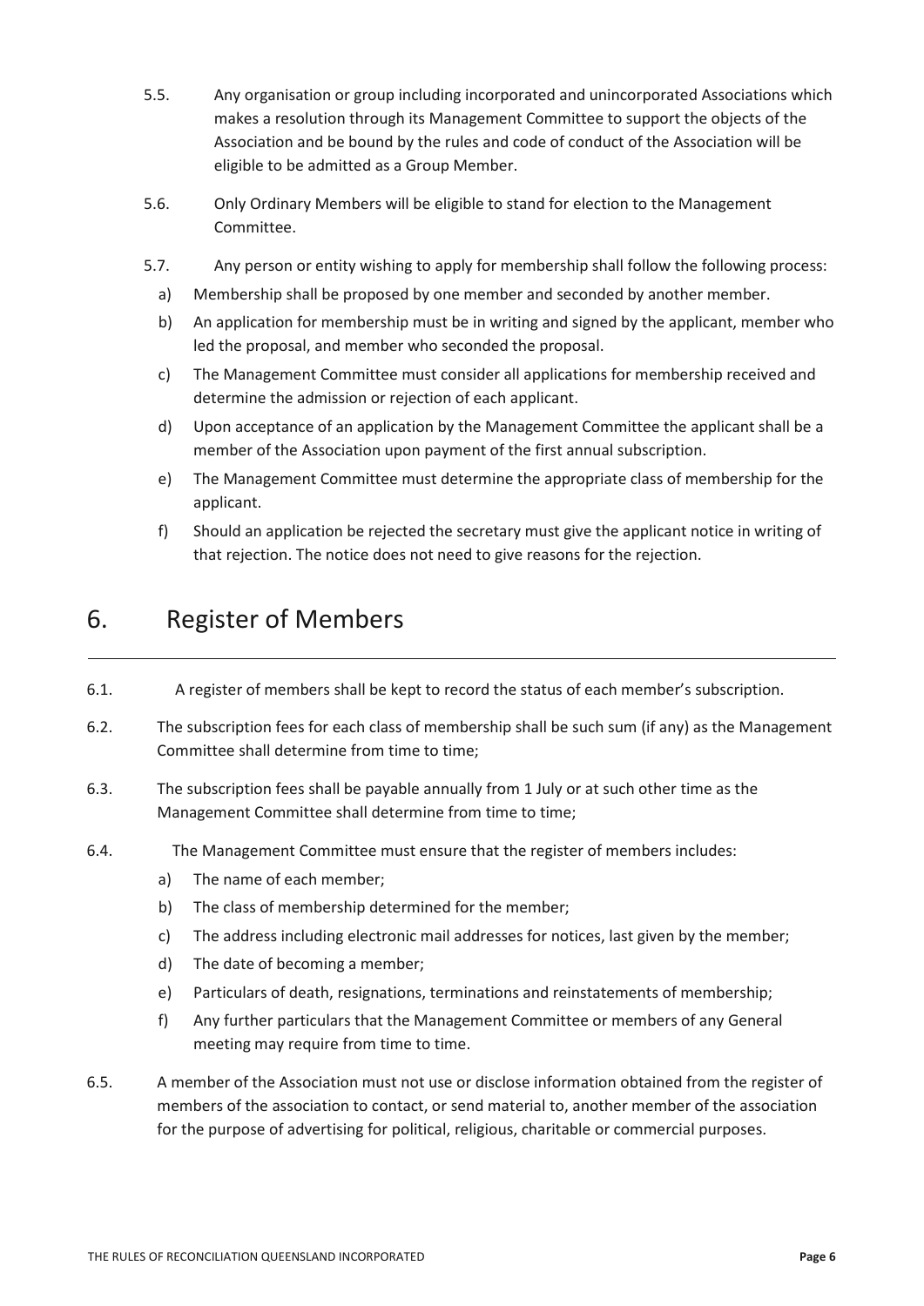5.5. Any organisation or group including incorporated and unincorporated Associations which makes a resolution through its Management Committee to support the objects of the Association and be bound by the rules and code of conduct of the Association will be eligible to be admitted as a Group Member.

5.6. Only Ordinary Members will be eligible to stand for election to the Management Committee.

5.7. Any person or entity wishing to apply for membership shall follow the following process:

a) Membership shall be proposed by one member and seconded by another member.

b) An application for membership must be in writing and signed by the applicant, member who led the proposal, and member who seconded the proposal.

c) The Management Committee must consider all applications for membership received and determine the admission or rejection of each applicant.

d) Upon acceptance of an application by the Management Committee the applicant shall be a member of the Association upon payment of the first annual subscription.

e) The Management Committee must determine the appropriate class of membership for the applicant.

f) Should an application be rejected the secretary must give the applicant notice in writing of that rejection. The notice does not need to give reasons for the rejection.

# 6. Register of Members

6.1. A register of members shall be kept to record the status of each member's subscription.

6.2. The subscription fees for each class of membership shall be such sum (if any) as the Management Committee shall determine from time to time;

6.3. The subscription fees shall be payable annually from 1 July or at such other time as the Management Committee shall determine from time to time;

6.4. The Management Committee must ensure that the register of members includes:

a) The name of each member;

b) The class of membership determined for the member;

c) The address including electronic mail addresses for notices, last given by the member;

d) The date of becoming a member;

e) Particulars of death, resignations, terminations and reinstatements of membership;

f) Any further particulars that the Management Committee or members of any General meeting may require from time to time.

6.5. A member of the Association must not use or disclose information obtained from the register of members of the association to contact, or send material to, another member of the association for the purpose of advertising for political, religious, charitable or commercial purposes.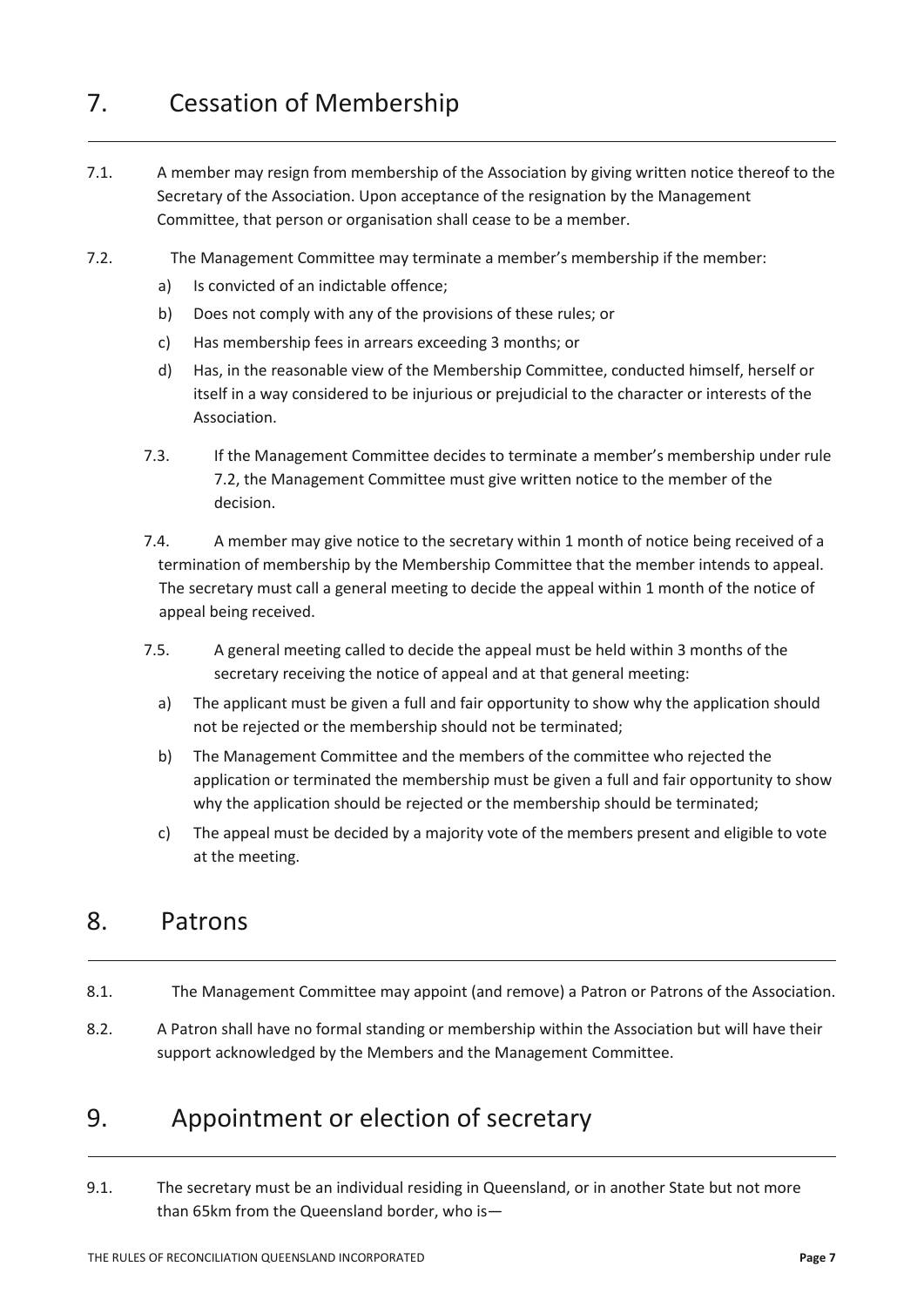## 7. Cessation of Membership

7.1. A member may resign from membership of the Association by giving written notice thereof to the Secretary of the Association. Upon acceptance of the resignation by the Management Committee, that person or organisation shall cease to be a member.

7.2. The Management Committee may terminate a member's membership if the member:

a) Is convicted of an indictable offence;

b) Does not comply with any of the provisions of these rules; or

c) Has membership fees in arrears exceeding 3 months; or

d) Has, in the reasonable view of the Membership Committee, conducted himself, herself or itself in a way considered to be injurious or prejudicial to the character or interests of the Association.

7.3. If the Management Committee decides to terminate a member's membership under rule 7.2, the Management Committee must give written notice to the member of the decision.

7.4. A member may give notice to the secretary within 1 month of notice being received of a termination of membership by the Membership Committee that the member intends to appeal. The secretary must call a general meeting to decide the appeal within 1 month of the notice of appeal being received.

7.5. A general meeting called to decide the appeal must be held within 3 months of the secretary receiving the notice of appeal and at that general meeting:

a) The applicant must be given a full and fair opportunity to show why the application should not be rejected or the membership should not be terminated;

b) The Management Committee and the members of the committee who rejected the application or terminated the membership must be given a full and fair opportunity to show why the application should be rejected or the membership should be terminated;

c) The appeal must be decided by a majority vote of the members present and eligible to vote at the meeting.

## 8. Patrons

8.1. The Management Committee may appoint (and remove) a Patron or Patrons of the Association.

8.2. A Patron shall have no formal standing or membership within the Association but will have their support acknowledged by the Members and the Management Committee.

## 9. Appointment or election of secretary

9.1. The secretary must be an individual residing in Queensland, or in another State but not more than 65km from the Queensland border, who is—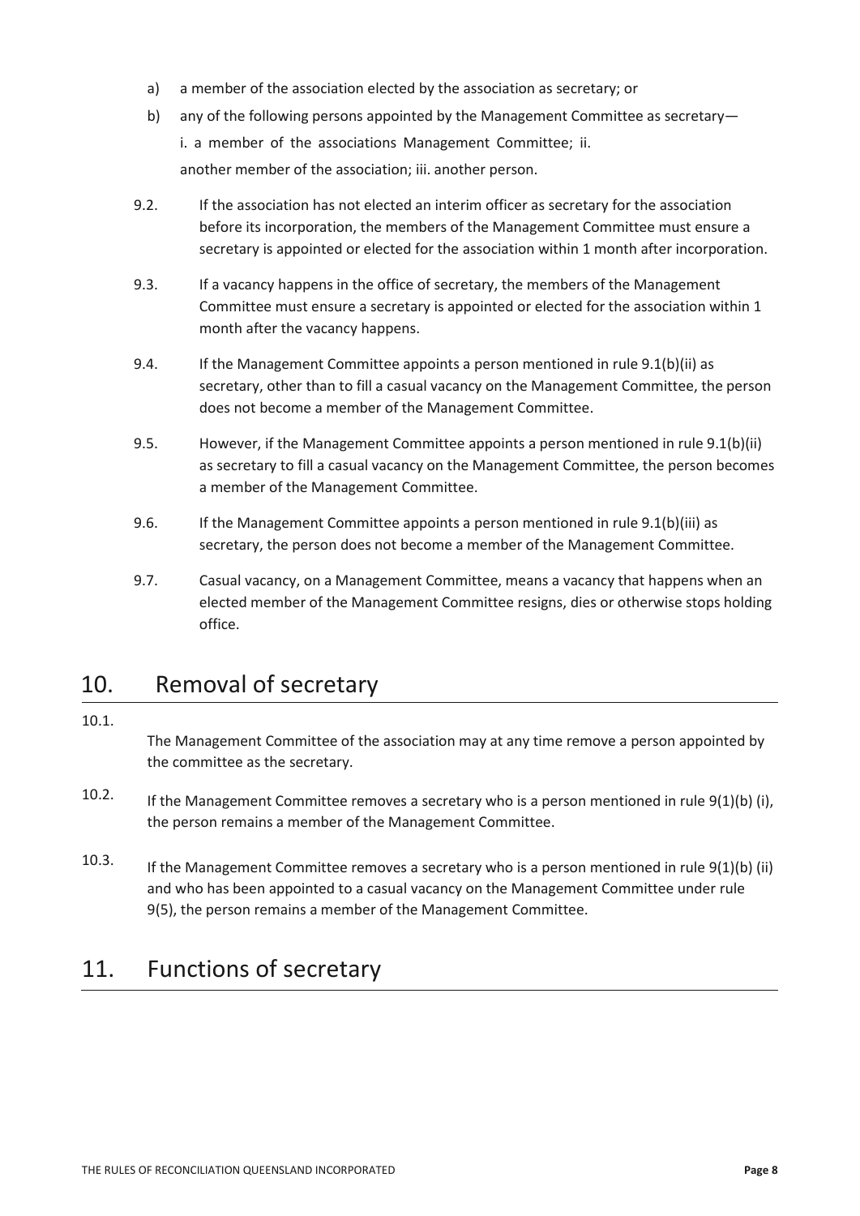a) a member of the association elected by the association as secretary; or

b) any of the following persons appointed by the Management Committee as secretary—
   i. a member of the associations Management Committee; ii. another member of the association; iii. another person.

9.2. If the association has not elected an interim officer as secretary for the association before its incorporation, the members of the Management Committee must ensure a secretary is appointed or elected for the association within 1 month after incorporation.

9.3. If a vacancy happens in the office of secretary, the members of the Management Committee must ensure a secretary is appointed or elected for the association within 1 month after the vacancy happens.

9.4. If the Management Committee appoints a person mentioned in rule 9.1(b)(ii) as secretary, other than to fill a casual vacancy on the Management Committee, the person does not become a member of the Management Committee.

9.5. However, if the Management Committee appoints a person mentioned in rule 9.1(b)(ii) as secretary to fill a casual vacancy on the Management Committee, the person becomes a member of the Management Committee.

9.6. If the Management Committee appoints a person mentioned in rule 9.1(b)(iii) as secretary, the person does not become a member of the Management Committee.

9.7. Casual vacancy, on a Management Committee, means a vacancy that happens when an elected member of the Management Committee resigns, dies or otherwise stops holding office.

## 10. Removal of secretary

10.1. The Management Committee of the association may at any time remove a person appointed by the committee as the secretary.

10.2. If the Management Committee removes a secretary who is a person mentioned in rule 9(1)(b) (i), the person remains a member of the Management Committee.

10.3. If the Management Committee removes a secretary who is a person mentioned in rule 9(1)(b) (ii) and who has been appointed to a casual vacancy on the Management Committee under rule 9(5), the person remains a member of the Management Committee.

## 11. Functions of secretary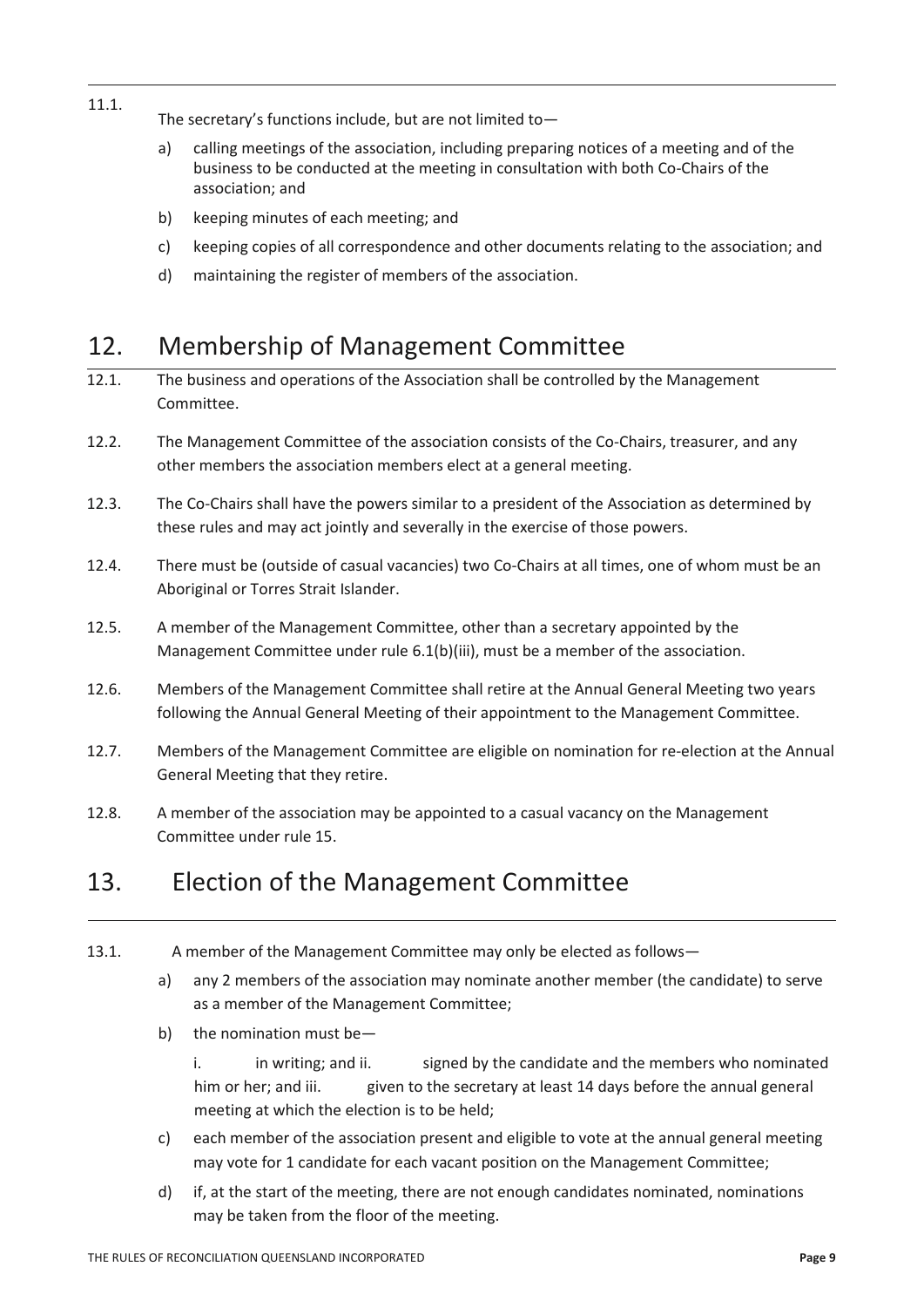11.1. The secretary's functions include, but are not limited to—

a) calling meetings of the association, including preparing notices of a meeting and of the business to be conducted at the meeting in consultation with both Co-Chairs of the association; and

b) keeping minutes of each meeting; and

c) keeping copies of all correspondence and other documents relating to the association; and

d) maintaining the register of members of the association.

## 12. Membership of Management Committee

12.1. The business and operations of the Association shall be controlled by the Management Committee.

12.2. The Management Committee of the association consists of the Co-Chairs, treasurer, and any other members the association members elect at a general meeting.

12.3. The Co-Chairs shall have the powers similar to a president of the Association as determined by these rules and may act jointly and severally in the exercise of those powers.

12.4. There must be (outside of casual vacancies) two Co-Chairs at all times, one of whom must be an Aboriginal or Torres Strait Islander.

12.5. A member of the Management Committee, other than a secretary appointed by the Management Committee under rule 6.1(b)(iii), must be a member of the association.

12.6. Members of the Management Committee shall retire at the Annual General Meeting two years following the Annual General Meeting of their appointment to the Management Committee.

12.7. Members of the Management Committee are eligible on nomination for re-election at the Annual General Meeting that they retire.

12.8. A member of the association may be appointed to a casual vacancy on the Management Committee under rule 15.

## 13. Election of the Management Committee

13.1. A member of the Management Committee may only be elected as follows—

a) any 2 members of the association may nominate another member (the candidate) to serve as a member of the Management Committee;

b) the nomination must be—

   i. in writing; and
   ii. signed by the candidate and the members who nominated him or her; and
   iii. given to the secretary at least 14 days before the annual general meeting at which the election is to be held;

c) each member of the association present and eligible to vote at the annual general meeting may vote for 1 candidate for each vacant position on the Management Committee;

d) if, at the start of the meeting, there are not enough candidates nominated, nominations may be taken from the floor of the meeting.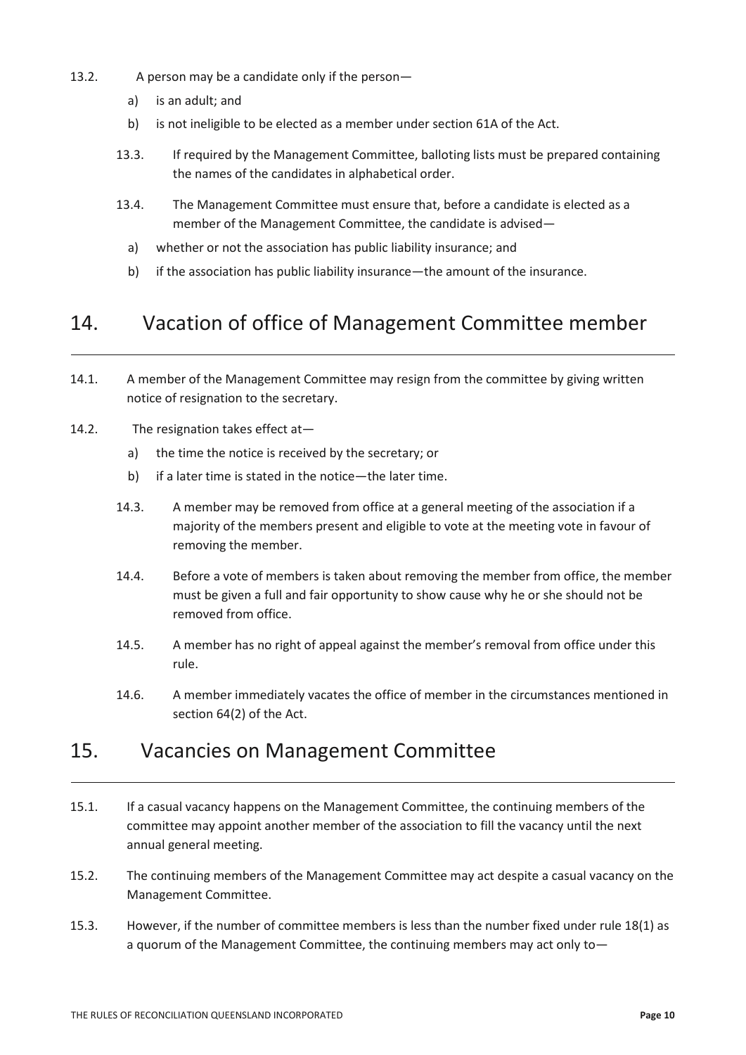13.2. A person may be a candidate only if the person—

a) is an adult; and

b) is not ineligible to be elected as a member under section 61A of the Act.

13.3. If required by the Management Committee, balloting lists must be prepared containing the names of the candidates in alphabetical order.

13.4. The Management Committee must ensure that, before a candidate is elected as a member of the Management Committee, the candidate is advised—

a) whether or not the association has public liability insurance; and

b) if the association has public liability insurance—the amount of the insurance.

## 14. Vacation of office of Management Committee member

14.1. A member of the Management Committee may resign from the committee by giving written notice of resignation to the secretary.

14.2. The resignation takes effect at—

a) the time the notice is received by the secretary; or

b) if a later time is stated in the notice—the later time.

14.3. A member may be removed from office at a general meeting of the association if a majority of the members present and eligible to vote at the meeting vote in favour of removing the member.

14.4. Before a vote of members is taken about removing the member from office, the member must be given a full and fair opportunity to show cause why he or she should not be removed from office.

14.5. A member has no right of appeal against the member's removal from office under this rule.

14.6. A member immediately vacates the office of member in the circumstances mentioned in section 64(2) of the Act.

## 15. Vacancies on Management Committee

15.1. If a casual vacancy happens on the Management Committee, the continuing members of the committee may appoint another member of the association to fill the vacancy until the next annual general meeting.

15.2. The continuing members of the Management Committee may act despite a casual vacancy on the Management Committee.

15.3. However, if the number of committee members is less than the number fixed under rule 18(1) as a quorum of the Management Committee, the continuing members may act only to—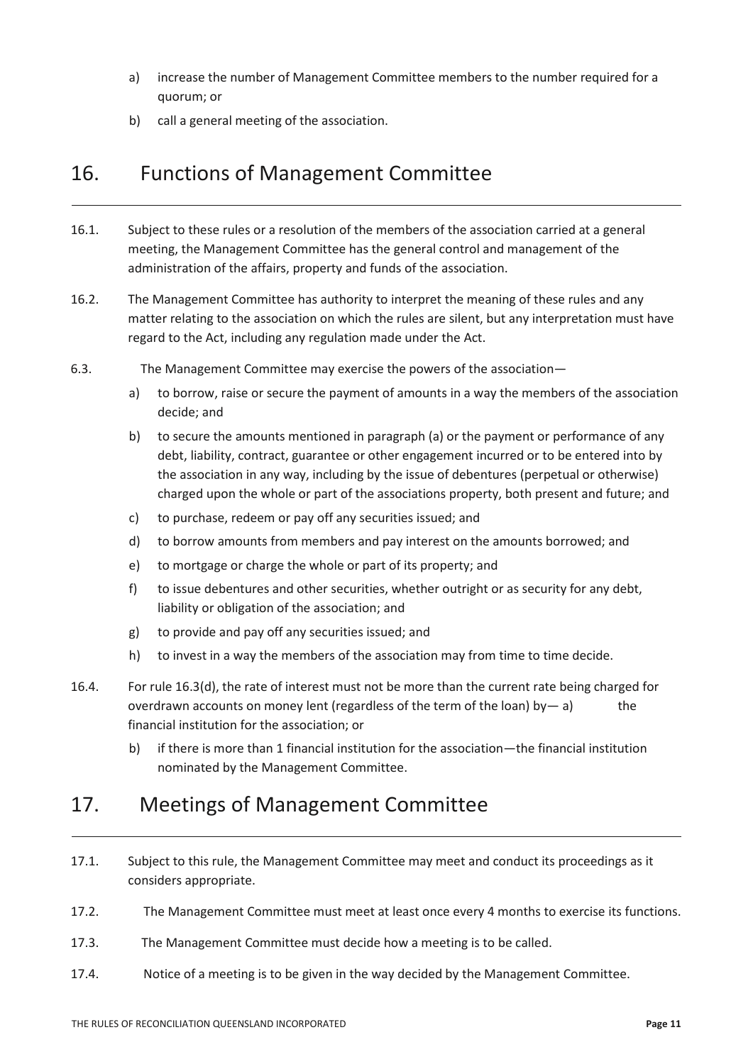a) increase the number of Management Committee members to the number required for a quorum; or

b) call a general meeting of the association.

## 16. Functions of Management Committee

16.1. Subject to these rules or a resolution of the members of the association carried at a general meeting, the Management Committee has the general control and management of the administration of the affairs, property and funds of the association.

16.2. The Management Committee has authority to interpret the meaning of these rules and any matter relating to the association on which the rules are silent, but any interpretation must have regard to the Act, including any regulation made under the Act.

6.3. The Management Committee may exercise the powers of the association—

a) to borrow, raise or secure the payment of amounts in a way the members of the association decide; and

b) to secure the amounts mentioned in paragraph (a) or the payment or performance of any debt, liability, contract, guarantee or other engagement incurred or to be entered into by the association in any way, including by the issue of debentures (perpetual or otherwise) charged upon the whole or part of the associations property, both present and future; and

c) to purchase, redeem or pay off any securities issued; and

d) to borrow amounts from members and pay interest on the amounts borrowed; and

e) to mortgage or charge the whole or part of its property; and

f) to issue debentures and other securities, whether outright or as security for any debt, liability or obligation of the association; and

g) to provide and pay off any securities issued; and

h) to invest in a way the members of the association may from time to time decide.

16.4. For rule 16.3(d), the rate of interest must not be more than the current rate being charged for overdrawn accounts on money lent (regardless of the term of the loan) by— a) the financial institution for the association; or

b) if there is more than 1 financial institution for the association—the financial institution nominated by the Management Committee.

## 17. Meetings of Management Committee

17.1. Subject to this rule, the Management Committee may meet and conduct its proceedings as it considers appropriate.

17.2. The Management Committee must meet at least once every 4 months to exercise its functions.

17.3. The Management Committee must decide how a meeting is to be called.

17.4. Notice of a meeting is to be given in the way decided by the Management Committee.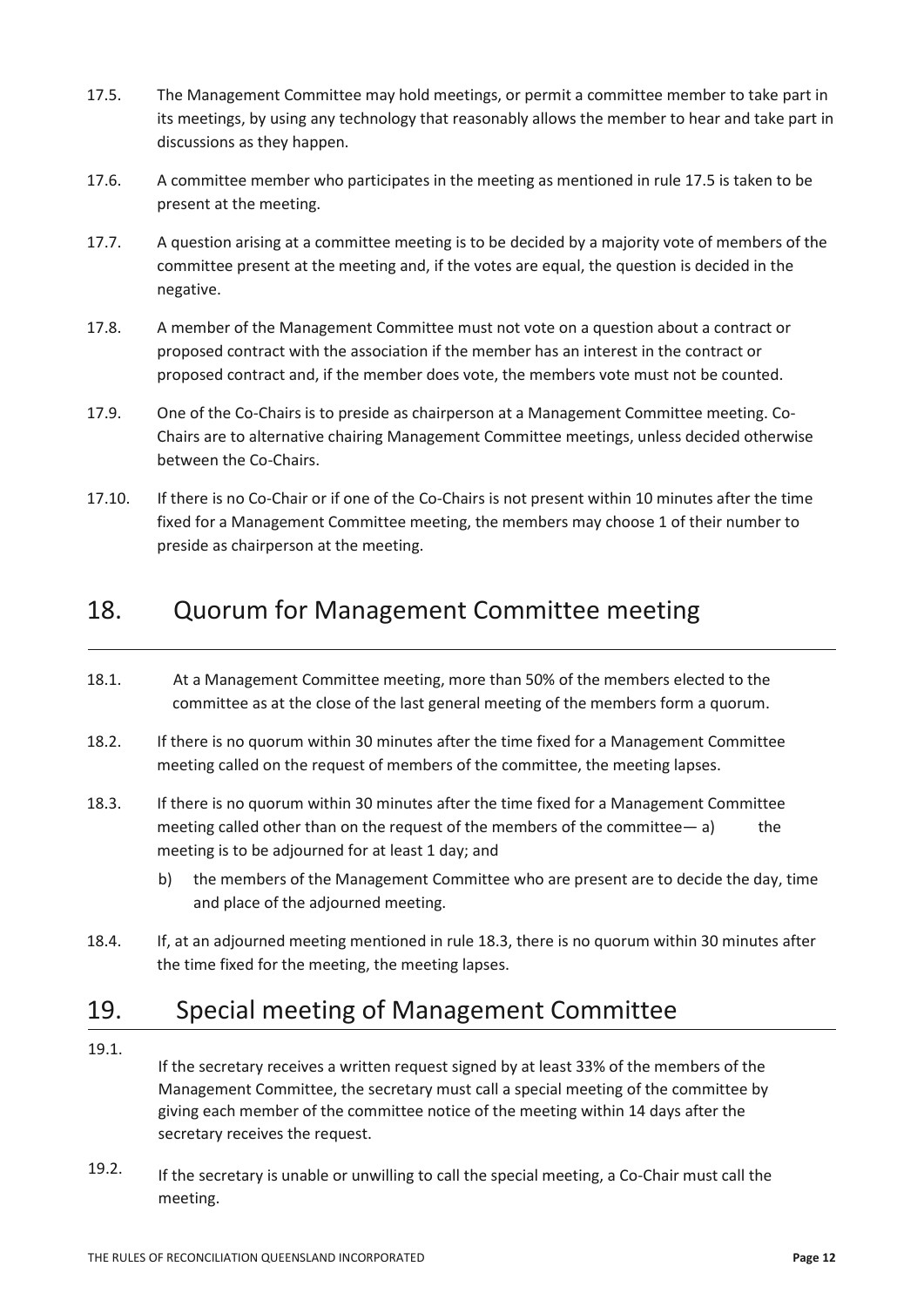17.5. The Management Committee may hold meetings, or permit a committee member to take part in its meetings, by using any technology that reasonably allows the member to hear and take part in discussions as they happen.

17.6. A committee member who participates in the meeting as mentioned in rule 17.5 is taken to be present at the meeting.

17.7. A question arising at a committee meeting is to be decided by a majority vote of members of the committee present at the meeting and, if the votes are equal, the question is decided in the negative.

17.8. A member of the Management Committee must not vote on a question about a contract or proposed contract with the association if the member has an interest in the contract or proposed contract and, if the member does vote, the members vote must not be counted.

17.9. One of the Co-Chairs is to preside as chairperson at a Management Committee meeting. Co-Chairs are to alternative chairing Management Committee meetings, unless decided otherwise between the Co-Chairs.

17.10. If there is no Co-Chair or if one of the Co-Chairs is not present within 10 minutes after the time fixed for a Management Committee meeting, the members may choose 1 of their number to preside as chairperson at the meeting.

# 18. Quorum for Management Committee meeting

18.1. At a Management Committee meeting, more than 50% of the members elected to the committee as at the close of the last general meeting of the members form a quorum.

18.2. If there is no quorum within 30 minutes after the time fixed for a Management Committee meeting called on the request of members of the committee, the meeting lapses.

18.3. If there is no quorum within 30 minutes after the time fixed for a Management Committee meeting called other than on the request of the members of the committee—
a) the meeting is to be adjourned for at least 1 day; and
b) the members of the Management Committee who are present are to decide the day, time and place of the adjourned meeting.

18.4. If, at an adjourned meeting mentioned in rule 18.3, there is no quorum within 30 minutes after the time fixed for the meeting, the meeting lapses.

# 19. Special meeting of Management Committee

19.1. If the secretary receives a written request signed by at least 33% of the members of the Management Committee, the secretary must call a special meeting of the committee by giving each member of the committee notice of the meeting within 14 days after the secretary receives the request.

19.2. If the secretary is unable or unwilling to call the special meeting, a Co-Chair must call the meeting.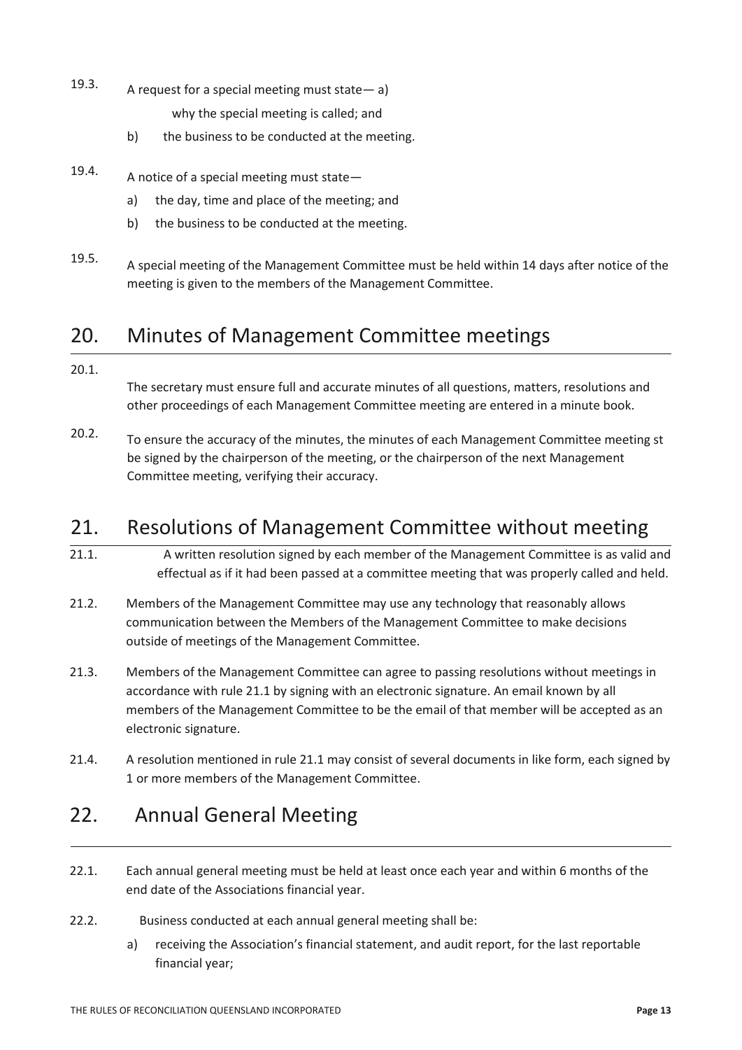19.3. A request for a special meeting must state— a) why the special meeting is called; and

b) the business to be conducted at the meeting.

19.4. A notice of a special meeting must state—

a) the day, time and place of the meeting; and

b) the business to be conducted at the meeting.

19.5. A special meeting of the Management Committee must be held within 14 days after notice of the meeting is given to the members of the Management Committee.

## 20. Minutes of Management Committee meetings

20.1. The secretary must ensure full and accurate minutes of all questions, matters, resolutions and other proceedings of each Management Committee meeting are entered in a minute book.

20.2. To ensure the accuracy of the minutes, the minutes of each Management Committee meeting st be signed by the chairperson of the meeting, or the chairperson of the next Management Committee meeting, verifying their accuracy.

## 21. Resolutions of Management Committee without meeting

21.1. A written resolution signed by each member of the Management Committee is as valid and effectual as if it had been passed at a committee meeting that was properly called and held.

21.2. Members of the Management Committee may use any technology that reasonably allows communication between the Members of the Management Committee to make decisions outside of meetings of the Management Committee.

21.3. Members of the Management Committee can agree to passing resolutions without meetings in accordance with rule 21.1 by signing with an electronic signature. An email known by all members of the Management Committee to be the email of that member will be accepted as an electronic signature.

21.4. A resolution mentioned in rule 21.1 may consist of several documents in like form, each signed by 1 or more members of the Management Committee.

## 22. Annual General Meeting

22.1. Each annual general meeting must be held at least once each year and within 6 months of the end date of the Associations financial year.

22.2. Business conducted at each annual general meeting shall be:

a) receiving the Association's financial statement, and audit report, for the last reportable financial year;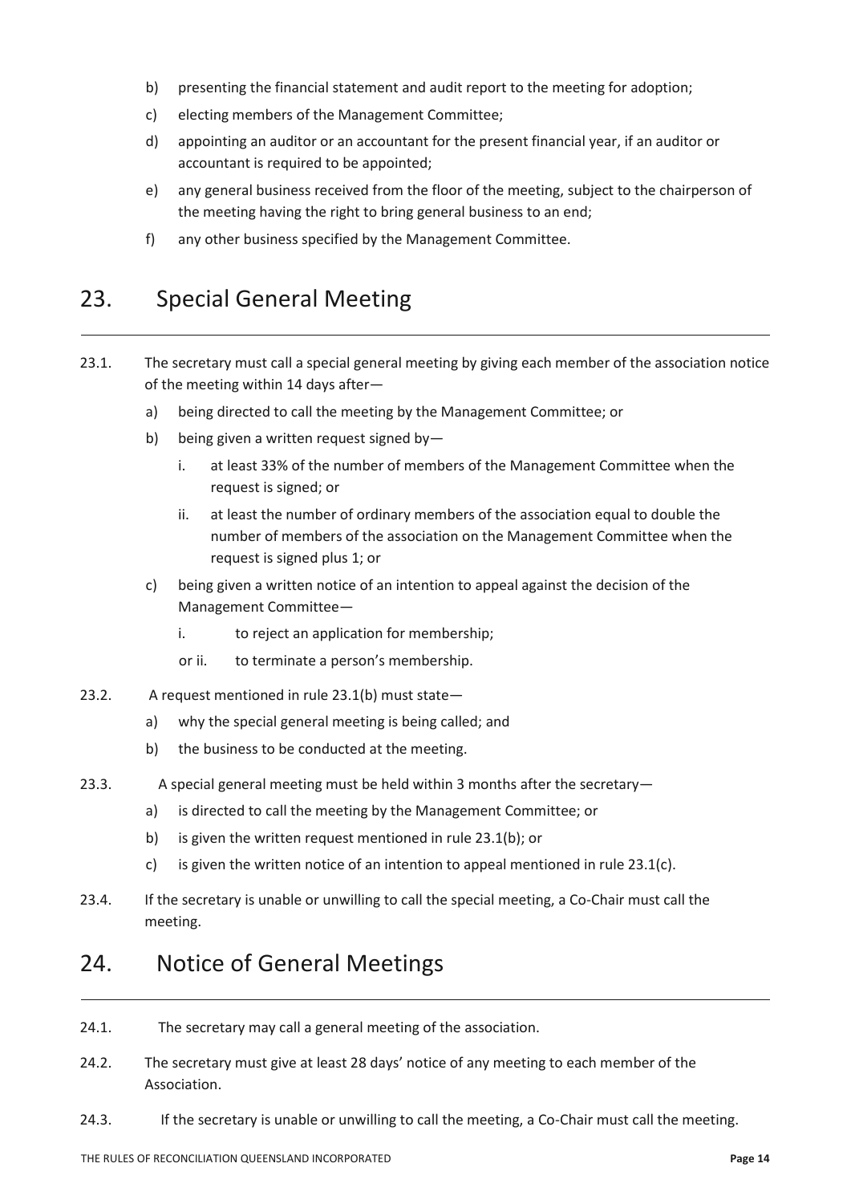b) presenting the financial statement and audit report to the meeting for adoption;

c) electing members of the Management Committee;

d) appointing an auditor or an accountant for the present financial year, if an auditor or accountant is required to be appointed;

e) any general business received from the floor of the meeting, subject to the chairperson of the meeting having the right to bring general business to an end;

f) any other business specified by the Management Committee.

## 23. Special General Meeting

23.1. The secretary must call a special general meeting by giving each member of the association notice of the meeting within 14 days after—

a) being directed to call the meeting by the Management Committee; or

b) being given a written request signed by—

i. at least 33% of the number of members of the Management Committee when the request is signed; or

ii. at least the number of ordinary members of the association equal to double the number of members of the association on the Management Committee when the request is signed plus 1; or

c) being given a written notice of an intention to appeal against the decision of the Management Committee—

i. to reject an application for membership;

or ii. to terminate a person's membership.

23.2. A request mentioned in rule 23.1(b) must state—

a) why the special general meeting is being called; and

b) the business to be conducted at the meeting.

23.3. A special general meeting must be held within 3 months after the secretary—

a) is directed to call the meeting by the Management Committee; or

b) is given the written request mentioned in rule 23.1(b); or

c) is given the written notice of an intention to appeal mentioned in rule 23.1(c).

23.4. If the secretary is unable or unwilling to call the special meeting, a Co-Chair must call the meeting.

## 24. Notice of General Meetings

24.1. The secretary may call a general meeting of the association.

24.2. The secretary must give at least 28 days' notice of any meeting to each member of the Association.

24.3. If the secretary is unable or unwilling to call the meeting, a Co-Chair must call the meeting.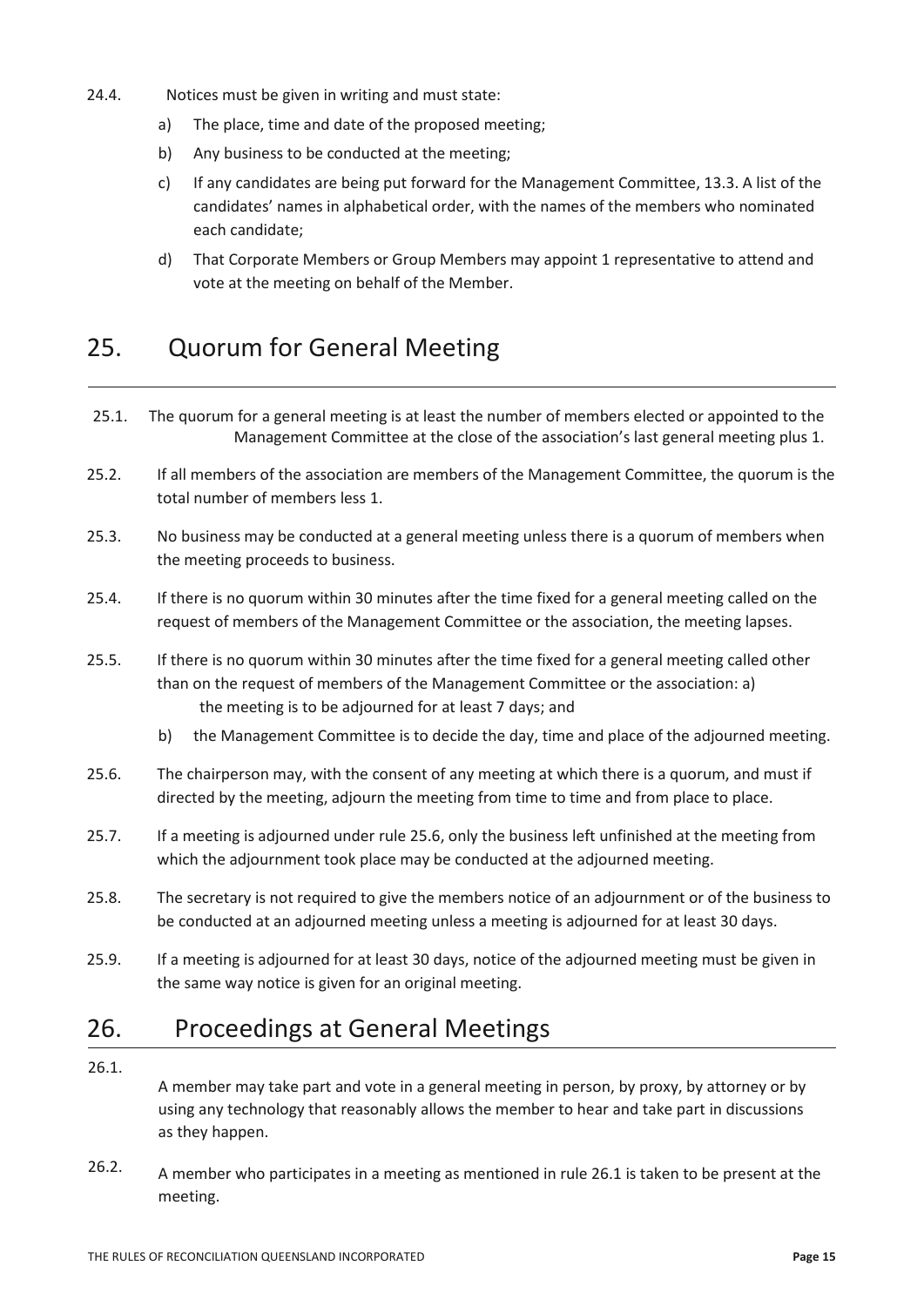24.4. Notices must be given in writing and must state:

a) The place, time and date of the proposed meeting;

b) Any business to be conducted at the meeting;

c) If any candidates are being put forward for the Management Committee, 13.3. A list of the candidates' names in alphabetical order, with the names of the members who nominated each candidate;

d) That Corporate Members or Group Members may appoint 1 representative to attend and vote at the meeting on behalf of the Member.

## 25. Quorum for General Meeting

25.1. The quorum for a general meeting is at least the number of members elected or appointed to the Management Committee at the close of the association's last general meeting plus 1.

25.2. If all members of the association are members of the Management Committee, the quorum is the total number of members less 1.

25.3. No business may be conducted at a general meeting unless there is a quorum of members when the meeting proceeds to business.

25.4. If there is no quorum within 30 minutes after the time fixed for a general meeting called on the request of members of the Management Committee or the association, the meeting lapses.

25.5. If there is no quorum within 30 minutes after the time fixed for a general meeting called other than on the request of members of the Management Committee or the association:

a) the meeting is to be adjourned for at least 7 days; and

b) the Management Committee is to decide the day, time and place of the adjourned meeting.

25.6. The chairperson may, with the consent of any meeting at which there is a quorum, and must if directed by the meeting, adjourn the meeting from time to time and from place to place.

25.7. If a meeting is adjourned under rule 25.6, only the business left unfinished at the meeting from which the adjournment took place may be conducted at the adjourned meeting.

25.8. The secretary is not required to give the members notice of an adjournment or of the business to be conducted at an adjourned meeting unless a meeting is adjourned for at least 30 days.

25.9. If a meeting is adjourned for at least 30 days, notice of the adjourned meeting must be given in the same way notice is given for an original meeting.

## 26. Proceedings at General Meetings

26.1. A member may take part and vote in a general meeting in person, by proxy, by attorney or by using any technology that reasonably allows the member to hear and take part in discussions as they happen.

26.2. A member who participates in a meeting as mentioned in rule 26.1 is taken to be present at the meeting.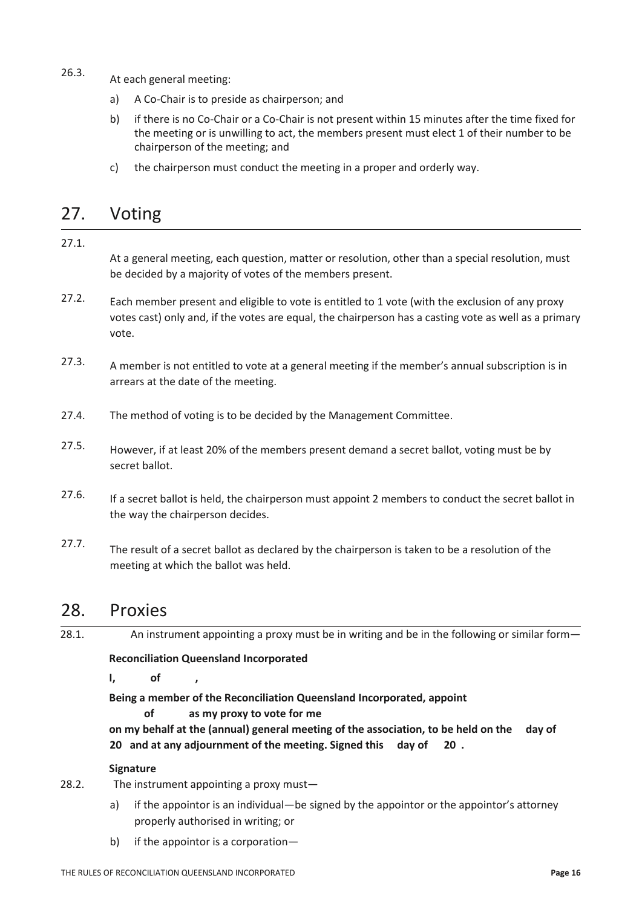26.3. At each general meeting:

a) A Co-Chair is to preside as chairperson; and

b) if there is no Co-Chair or a Co-Chair is not present within 15 minutes after the time fixed for the meeting or is unwilling to act, the members present must elect 1 of their number to be chairperson of the meeting; and

c) the chairperson must conduct the meeting in a proper and orderly way.

# 27. Voting

27.1. At a general meeting, each question, matter or resolution, other than a special resolution, must be decided by a majority of votes of the members present.

27.2. Each member present and eligible to vote is entitled to 1 vote (with the exclusion of any proxy votes cast) only and, if the votes are equal, the chairperson has a casting vote as well as a primary vote.

27.3. A member is not entitled to vote at a general meeting if the member's annual subscription is in arrears at the date of the meeting.

27.4. The method of voting is to be decided by the Management Committee.

27.5. However, if at least 20% of the members present demand a secret ballot, voting must be by secret ballot.

27.6. If a secret ballot is held, the chairperson must appoint 2 members to conduct the secret ballot in the way the chairperson decides.

27.7. The result of a secret ballot as declared by the chairperson is taken to be a resolution of the meeting at which the ballot was held.

# 28. Proxies

28.1. An instrument appointing a proxy must be in writing and be in the following or similar form—

**Reconciliation Queensland Incorporated**

**I, of ,**

**Being a member of the Reconciliation Queensland Incorporated, appoint of as my proxy to vote for me on my behalf at the (annual) general meeting of the association, to be held on the day of 20 and at any adjournment of the meeting. Signed this day of 20 .**

**Signature**

28.2. The instrument appointing a proxy must—

a) if the appointor is an individual—be signed by the appointor or the appointor's attorney properly authorised in writing; or

b) if the appointor is a corporation—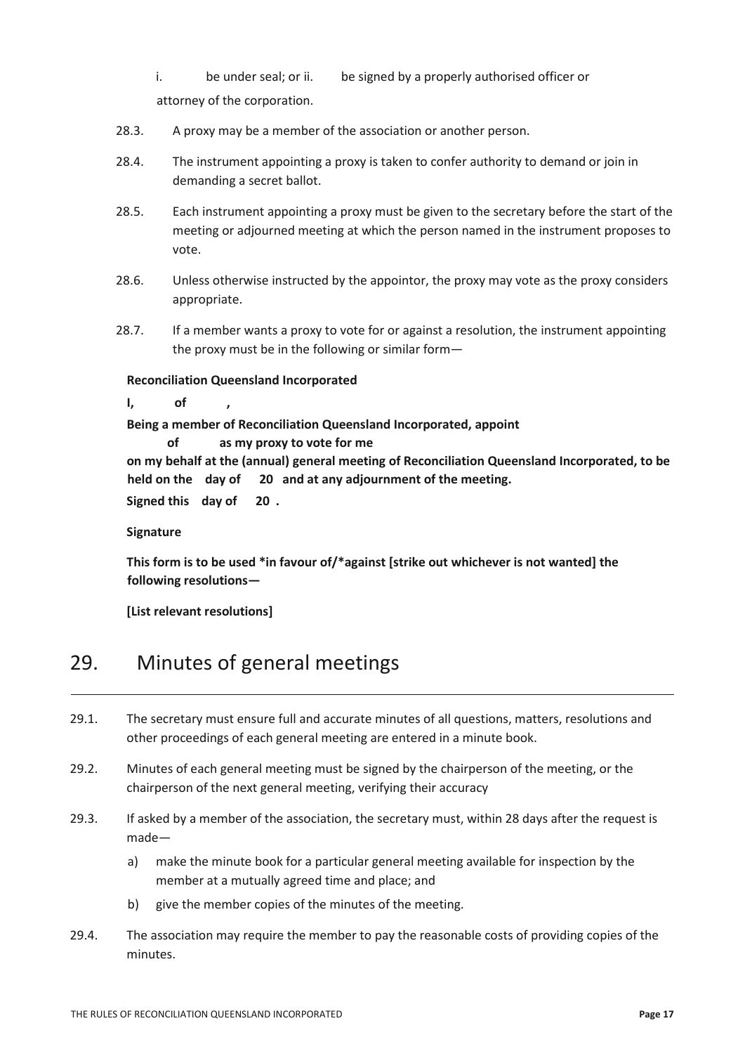i. be under seal; or ii. be signed by a properly authorised officer or attorney of the corporation.

28.3. A proxy may be a member of the association or another person.

28.4. The instrument appointing a proxy is taken to confer authority to demand or join in demanding a secret ballot.

28.5. Each instrument appointing a proxy must be given to the secretary before the start of the meeting or adjourned meeting at which the person named in the instrument proposes to vote.

28.6. Unless otherwise instructed by the appointor, the proxy may vote as the proxy considers appropriate.

28.7. If a member wants a proxy to vote for or against a resolution, the instrument appointing the proxy must be in the following or similar form—

**Reconciliation Queensland Incorporated**

**I, of ,**

**Being a member of Reconciliation Queensland Incorporated, appoint**
**of as my proxy to vote for me**
**on my behalf at the (annual) general meeting of Reconciliation Queensland Incorporated, to be held on the day of 20 and at any adjournment of the meeting.**
**Signed this day of 20 .**

**Signature**

**This form is to be used *in favour of/*against [strike out whichever is not wanted] the following resolutions—**

**[List relevant resolutions]**

# 29. Minutes of general meetings

29.1. The secretary must ensure full and accurate minutes of all questions, matters, resolutions and other proceedings of each general meeting are entered in a minute book.

29.2. Minutes of each general meeting must be signed by the chairperson of the meeting, or the chairperson of the next general meeting, verifying their accuracy

29.3. If asked by a member of the association, the secretary must, within 28 days after the request is made—

a) make the minute book for a particular general meeting available for inspection by the member at a mutually agreed time and place; and

b) give the member copies of the minutes of the meeting.

29.4. The association may require the member to pay the reasonable costs of providing copies of the minutes.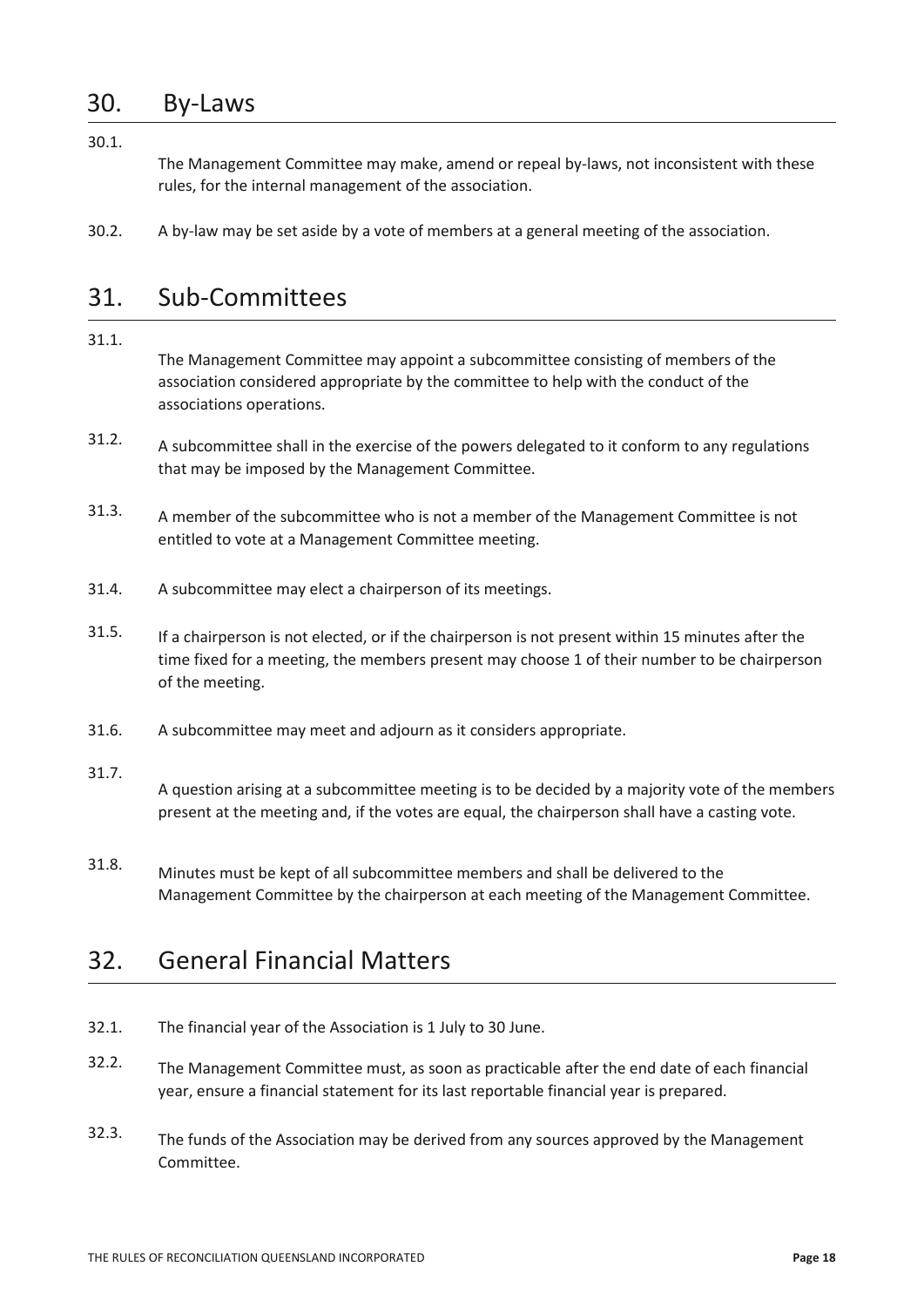## 30. By-Laws

30.1. The Management Committee may make, amend or repeal by-laws, not inconsistent with these rules, for the internal management of the association.

30.2. A by-law may be set aside by a vote of members at a general meeting of the association.

## 31. Sub-Committees

31.1. The Management Committee may appoint a subcommittee consisting of members of the association considered appropriate by the committee to help with the conduct of the associations operations.

31.2. A subcommittee shall in the exercise of the powers delegated to it conform to any regulations that may be imposed by the Management Committee.

31.3. A member of the subcommittee who is not a member of the Management Committee is not entitled to vote at a Management Committee meeting.

31.4. A subcommittee may elect a chairperson of its meetings.

31.5. If a chairperson is not elected, or if the chairperson is not present within 15 minutes after the time fixed for a meeting, the members present may choose 1 of their number to be chairperson of the meeting.

31.6. A subcommittee may meet and adjourn as it considers appropriate.

31.7. A question arising at a subcommittee meeting is to be decided by a majority vote of the members present at the meeting and, if the votes are equal, the chairperson shall have a casting vote.

31.8. Minutes must be kept of all subcommittee members and shall be delivered to the Management Committee by the chairperson at each meeting of the Management Committee.

## 32. General Financial Matters

32.1. The financial year of the Association is 1 July to 30 June.

32.2. The Management Committee must, as soon as practicable after the end date of each financial year, ensure a financial statement for its last reportable financial year is prepared.

32.3. The funds of the Association may be derived from any sources approved by the Management Committee.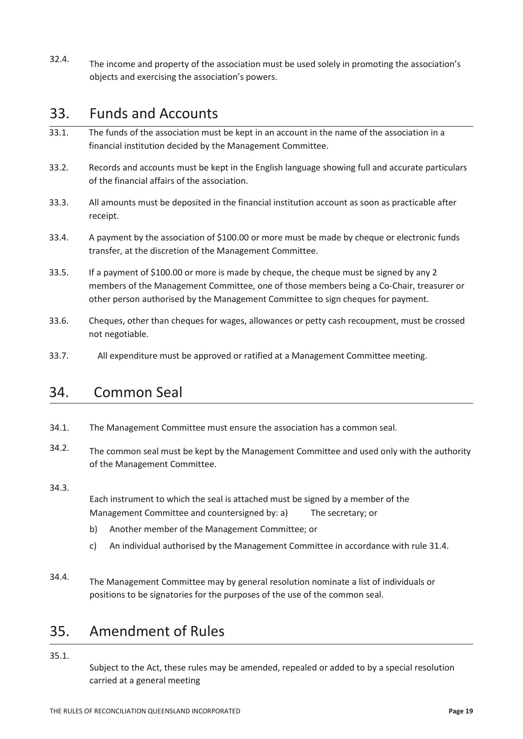32.4. The income and property of the association must be used solely in promoting the association's objects and exercising the association's powers.

## 33. Funds and Accounts

33.1. The funds of the association must be kept in an account in the name of the association in a financial institution decided by the Management Committee.

33.2. Records and accounts must be kept in the English language showing full and accurate particulars of the financial affairs of the association.

33.3. All amounts must be deposited in the financial institution account as soon as practicable after receipt.

33.4. A payment by the association of $100.00 or more must be made by cheque or electronic funds transfer, at the discretion of the Management Committee.

33.5. If a payment of $100.00 or more is made by cheque, the cheque must be signed by any 2 members of the Management Committee, one of those members being a Co-Chair, treasurer or other person authorised by the Management Committee to sign cheques for payment.

33.6. Cheques, other than cheques for wages, allowances or petty cash recoupment, must be crossed not negotiable.

33.7. All expenditure must be approved or ratified at a Management Committee meeting.

## 34. Common Seal

34.1. The Management Committee must ensure the association has a common seal.

34.2. The common seal must be kept by the Management Committee and used only with the authority of the Management Committee.

34.3. Each instrument to which the seal is attached must be signed by a member of the Management Committee and countersigned by:

a) The secretary; or

b) Another member of the Management Committee; or

c) An individual authorised by the Management Committee in accordance with rule 31.4.

34.4. The Management Committee may by general resolution nominate a list of individuals or positions to be signatories for the purposes of the use of the common seal.

## 35. Amendment of Rules

35.1. Subject to the Act, these rules may be amended, repealed or added to by a special resolution carried at a general meeting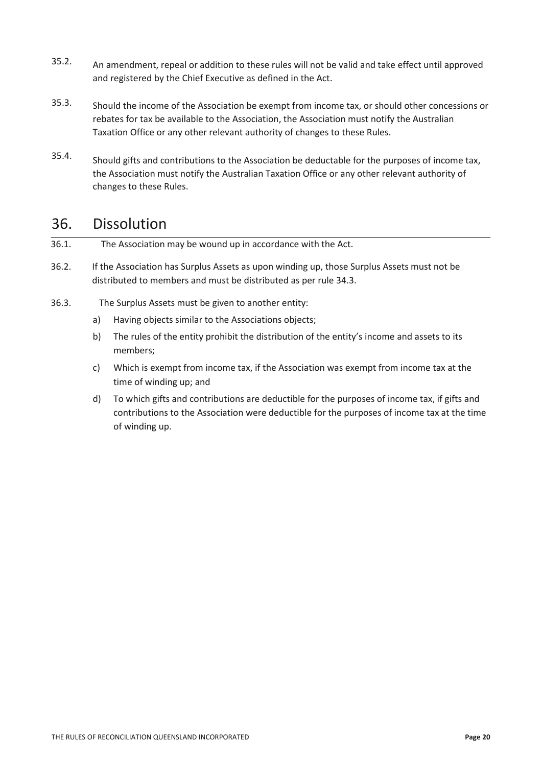35.2. An amendment, repeal or addition to these rules will not be valid and take effect until approved and registered by the Chief Executive as defined in the Act.

35.3. Should the income of the Association be exempt from income tax, or should other concessions or rebates for tax be available to the Association, the Association must notify the Australian Taxation Office or any other relevant authority of changes to these Rules.

35.4. Should gifts and contributions to the Association be deductable for the purposes of income tax, the Association must notify the Australian Taxation Office or any other relevant authority of changes to these Rules.

# 36. Dissolution

36.1. The Association may be wound up in accordance with the Act.

36.2. If the Association has Surplus Assets as upon winding up, those Surplus Assets must not be distributed to members and must be distributed as per rule 34.3.

36.3. The Surplus Assets must be given to another entity:

a) Having objects similar to the Associations objects;

b) The rules of the entity prohibit the distribution of the entity's income and assets to its members;

c) Which is exempt from income tax, if the Association was exempt from income tax at the time of winding up; and

d) To which gifts and contributions are deductible for the purposes of income tax, if gifts and contributions to the Association were deductible for the purposes of income tax at the time of winding up.